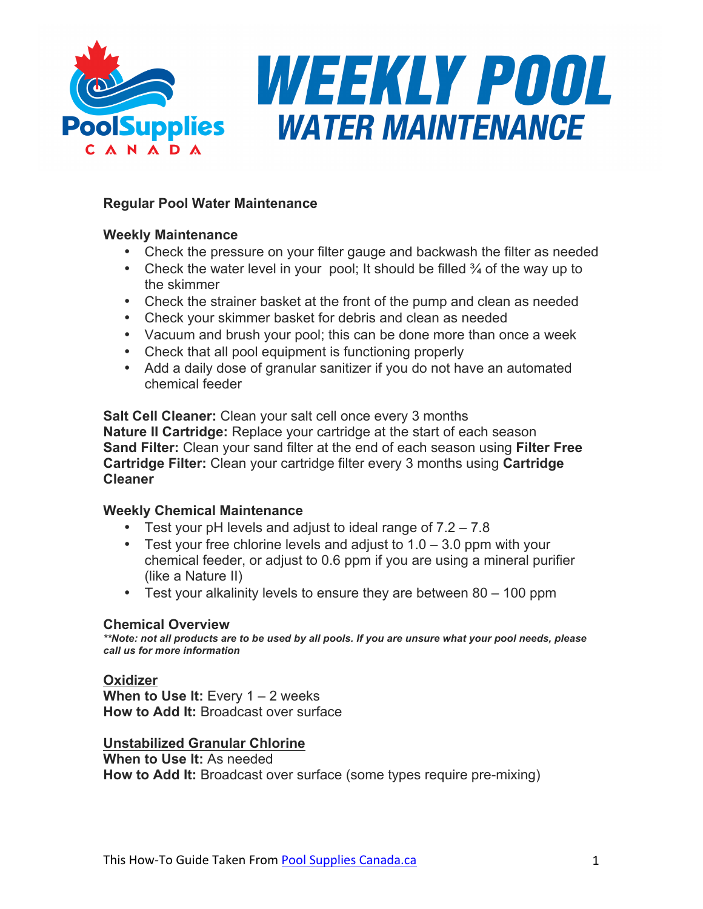# WEEKLY POOL WATER MAINTENANCE

## Regular Pool Water Maintenance

### Weekly Maintenance

- Check the pressure on your filter gauge and backwash the filter as needed
- Check the water level in your pool; It should be filled ¾ of the way up to the skimmer
- Check the strainer basket at the front of the pump and clean as needed
- Check your skimmer basket for debris and clean as needed
- Vacuum and brush your pool; this can be done more than once a week
- Check that all pool equipment is functioning properly
- Add a daily dose of granular sanitizer if you do not have an automated chemical feeder

**Salt Cell Cleaner:** Clean your salt cell once every 3 months
**Nature II Cartridge:** Replace your cartridge at the start of each season
**Sand Filter:** Clean your sand filter at the end of each season using **Filter Free**
**Cartridge Filter:** Clean your cartridge filter every 3 months using **Cartridge Cleaner**

### Weekly Chemical Maintenance

- Test your pH levels and adjust to ideal range of 7.2 – 7.8
- Test your free chlorine levels and adjust to 1.0 – 3.0 ppm with your chemical feeder, or adjust to 0.6 ppm if you are using a mineral purifier (like a Nature II)
- Test your alkalinity levels to ensure they are between 80 – 100 ppm

### Chemical Overview

***Note: not all products are to be used by all pools. If you are unsure what your pool needs, please call us for more information***

**Oxidizer**
**When to Use It:** Every 1 – 2 weeks
**How to Add It:** Broadcast over surface

**Unstabilized Granular Chlorine**
**When to Use It:** As needed
**How to Add It:** Broadcast over surface (some types require pre-mixing)

This How-To Guide Taken From Pool Supplies Canada.ca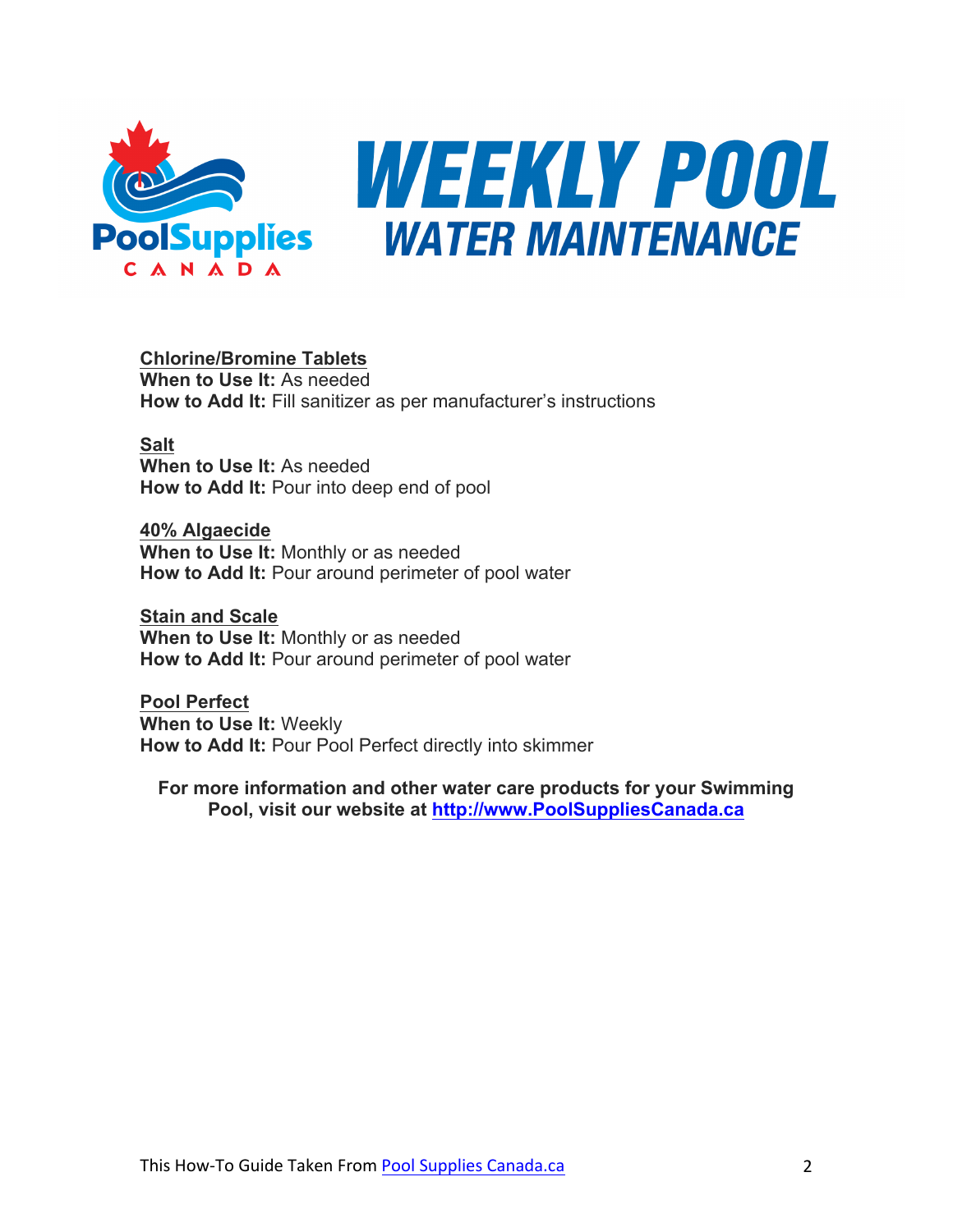# WEEKLY POOL
## WATER MAINTENANCE

**Chlorine/Bromine Tablets**
**When to Use It:** As needed
**How to Add It:** Fill sanitizer as per manufacturer's instructions

**Salt**
**When to Use It:** As needed
**How to Add It:** Pour into deep end of pool

**40% Algaecide**
**When to Use It:** Monthly or as needed
**How to Add It:** Pour around perimeter of pool water

**Stain and Scale**
**When to Use It:** Monthly or as needed
**How to Add It:** Pour around perimeter of pool water

**Pool Perfect**
**When to Use It:** Weekly
**How to Add It:** Pour Pool Perfect directly into skimmer

**For more information and other water care products for your Swimming Pool, visit our website at [http://www.PoolSuppliesCanada.ca](http://www.PoolSuppliesCanada.ca)**

This How-To Guide Taken From [Pool Supplies Canada.ca](http://www.PoolSuppliesCanada.ca)